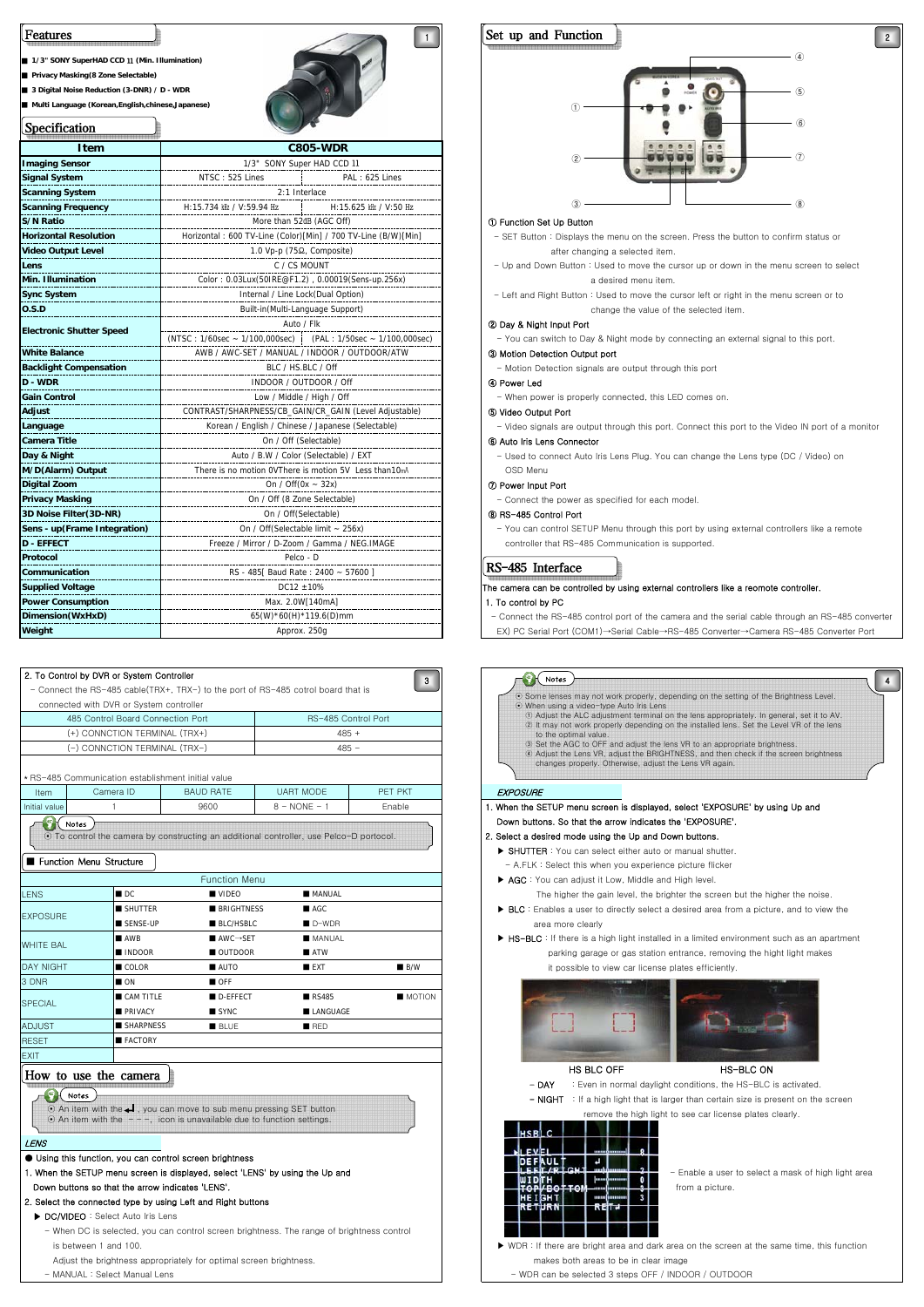## Features

- 1/3" SONY SuperHAD CCD II (Min. Illumination)
- Privacy Masking(8 Zone Selectable)
- 3 Digital Noise Reduction (3-DNR) / D - WDR
- Multi Language (Korean,English,chinese,Japanese)

## Specification

| Item | C805-WDR | |
|---|---|---|
| Imaging Sensor | 1/3" SONY Super HAD CCD II | |
| Signal System | NTSC : 525 Lines | PAL : 625 Lines |
| Scanning System | 2:1 Interlace | |
| Scanning Frequency | H:15.734 ㎑ / V:59.94 ㎐ | H:15.625 ㎑ / V:50 ㎐ |
| S/N Ratio | More than 52dB (AGC Off) | |
| Horizontal Resolution | Horizontal : 600 TV-Line (Color)[Min] / 700 TV-Line (B/W)[Min] | |
| Video Output Level | 1.0 Vp-p (75Ω, Composite) | |
| Lens | C / CS MOUNT | |
| Min. Illumination | Color : 0.03Lux(50IRE@F1.2) , 0.00019(Sens-up.256x) | |
| Sync System | Internal / Line Lock(Dual Option) | |
| O.S.D | Built-in(Multi-Language Support) | |
| Electronic Shutter Speed | Auto / Flk | |
| | (NTSC : 1/60sec ~ 1/100,000sec) | (PAL : 1/50sec ~ 1/100,000sec) |
| White Balance | AWB / AWC-SET / MANUAL / INDOOR / OUTDOOR/ATW | |
| Backlight Compensation | BLC / HS.BLC / Off | |
| D - WDR | INDOOR / OUTDOOR / Off | |
| Gain Control | Low / Middle / High / Off | |
| Adjust | CONTRAST/SHARPNESS/CB_GAIN/CR_GAIN (Level Adjustable) | |
| Language | Korean / English / Chinese / Japanese (Selectable) | |
| Camera Title | On / Off (Selectable) | |
| Day & Night | Auto / B.W / Color (Selectable) / EXT | |
| M/D(Alarm) Output | There is no motion 0VThere is motion 5V Less than10㎃ | |
| Digital Zoom | On / Off(0x ~ 32x) | |
| Privacy Masking | On / Off (8 Zone Selectable) | |
| 3D Noise Filter(3D-NR) | On / Off(Selectable) | |
| Sens - up(Frame Integration) | On / Off(Selectable limit ~ 256x) | |
| D - EFFECT | Freeze / Mirror / D-Zoom / Gamma / NEG.IMAGE | |
| Protocol | Pelco - D | |
| Communication | RS - 485[ Baud Rate : 2400 ~ 57600 ] | |
| Supplied Voltage | DC12 ±10% | |
| Power Consumption | Max. 2.0W[140mA] | |
| Dimension(WxHxD) | 65(W)*60(H)*119.6(D)mm | |
| Weight | Approx. 250g | |

## Set up and Function

① Function Set Up Button
- SET Button : Displays the menu on the screen. Press the button to confirm status or after changing a selected item.
- Up and Down Button : Used to move the cursor up or down in the menu screen to select a desired menu item.
- Left and Right Button : Used to move the cursor left or right in the menu screen or to change the value of the selected item.

② Day & Night Input Port
- You can switch to Day & Night mode by connecting an external signal to this port.

③ Motion Detection Output port
- Motion Detection signals are output through this port

④ Power Led
- When power is properly connected, this LED comes on.

⑤ Video Output Port
- Video signals are output through this port. Connect this port to the Video IN port of a monitor

⑥ Auto Iris Lens Connector
- Used to connect Auto Iris Lens Plug. You can change the Lens type (DC / Video) on OSD Menu

⑦ Power Input Port
- Connect the power as specified for each model.

⑧ RS-485 Control Port
- You can control SETUP Menu through this port by using external controllers like a remote controller that RS-485 Communication is supported.

## RS-485 Interface

The camera can be controlled by using external controllers like a reomote controller.

1. To control by PC
- Connect the RS-485 control port of the camera and the serial cable through an RS-485 converter EX) PC Serial Port (COM1)→Serial Cable→RS-485 Converter→Camera RS-485 Converter Port

2. To Control by DVR or System Controller
- Connect the RS-485 cable(TRX+, TRX-) to the port of RS-485 cotrol board that is connected with DVR or System controller

| 485 Control Board Connection Port | RS-485 Control Port |
|---|---|
| (+) CONNCTION TERMINAL (TRX+) | 485 + |
| (-) CONNCTION TERMINAL (TRX-) | 485 – |

* RS-485 Communication establishment initial value

| Item | Camera ID | BAUD RATE | UART MODE | PET PKT |
|---|---|---|---|---|
| Initial value | 1 | 9600 | 8 – NONE – 1 | Enable |

Notes
- To control the camera by constructing an additional controller, use Pelco-D portocol.

### Function Menu Structure

| Function Menu | | | | |
|---|---|---|---|---|
| LENS | DC | VIDEO | MANUAL | |
| EXPOSURE | SHUTTER | BRIGHTNESS | AGC | |
| | SENSE-UP | BLC/HSBLC | D-WDR | |
| WHITE BAL | AWB | AWC→SET | MANUAL | |
| | INDOOR | OUTDOOR | ATW | |
| DAY NIGHT | COLOR | AUTO | EXT | B/W |
| 3 DNR | ON | OFF | | |
| SPECIAL | CAM TITLE | D-EFFECT | RS485 | MOTION |
| | PRIVACY | SYNC | LANGUAGE | |
| ADJUST | SHARPNESS | BLUE | RED | |
| RESET | FACTORY | | | |
| EXIT | | | | |

## How to use the camera

Notes
- An item with the ↵ , you can move to sub menu pressing SET button
- An item with the - - -, icon is unavailable due to function settings.

*LENS*

- Using this function, you can control screen brightness

1. When the SETUP menu screen is displayed, select 'LENS' by using the Up and Down buttons so that the arrow indicates 'LENS'.
2. Select the connected type by using Left and Right buttons
   - ▶ DC/VIDEO : Select Auto Iris Lens
     - When DC is selected, you can control screen brightness. The range of brightness control is between 1 and 100. Adjust the brightness appropriately for optimal screen brightness.
   - MANUAL : Select Manual Lens

Notes
- Some lenses may not work properly, depending on the setting of the Brightness Level.
- When using a video-type Auto Iris Lens
  1. Adjust the ALC adjustment terminal on the lens appropriately. In general, set it to AV.
  2. It may not work properly depending on the installed lens. Set the Level VR of the lens to the optimal value.
  3. Set the AGC to OFF and adjust the lens VR to an appropriate brightness.
  4. Adjust the Lens VR, adjust the BRIGHTNESS, and then check if the screen brightness changes properly. Otherwise, adjust the Lens VR again.

*EXPOSURE*

1. When the SETUP menu screen is displayed, select 'EXPOSURE' by using Up and Down buttons. So that the arrow indicates the 'EXPOSURE'.
2. Select a desired mode using the Up and Down buttons.
   - ▶ SHUTTER : You can select either auto or manual shutter.
     - A.FLK : Select this when you experience picture flicker
   - ▶ AGC : You can adjust it Low, Middle and High level. The higher the gain level, the brighter the screen but the higher the noise.
   - ▶ BLC : Enables a user to directly select a desired area from a picture, and to view the area more clearly
   - ▶ HS-BLC : If there is a high light installed in a limited environment such as an apartment parking garage or gas station entrance, removing the hight light makes it possible to view car license plates efficiently.

HS BLC OFF HS-BLC ON

- DAY : Even in normal daylight conditions, the HS-BLC is activated.
- NIGHT : If a high light that is larger than certain size is present on the screen remove the high light to see car license plates clearly.

- Enable a user to select a mask of high light area from a picture.

- ▶ WDR : If there are bright area and dark area on the screen at the same time, this function makes both areas to be in clear image
  - WDR can be selected 3 steps OFF / INDOOR / OUTDOOR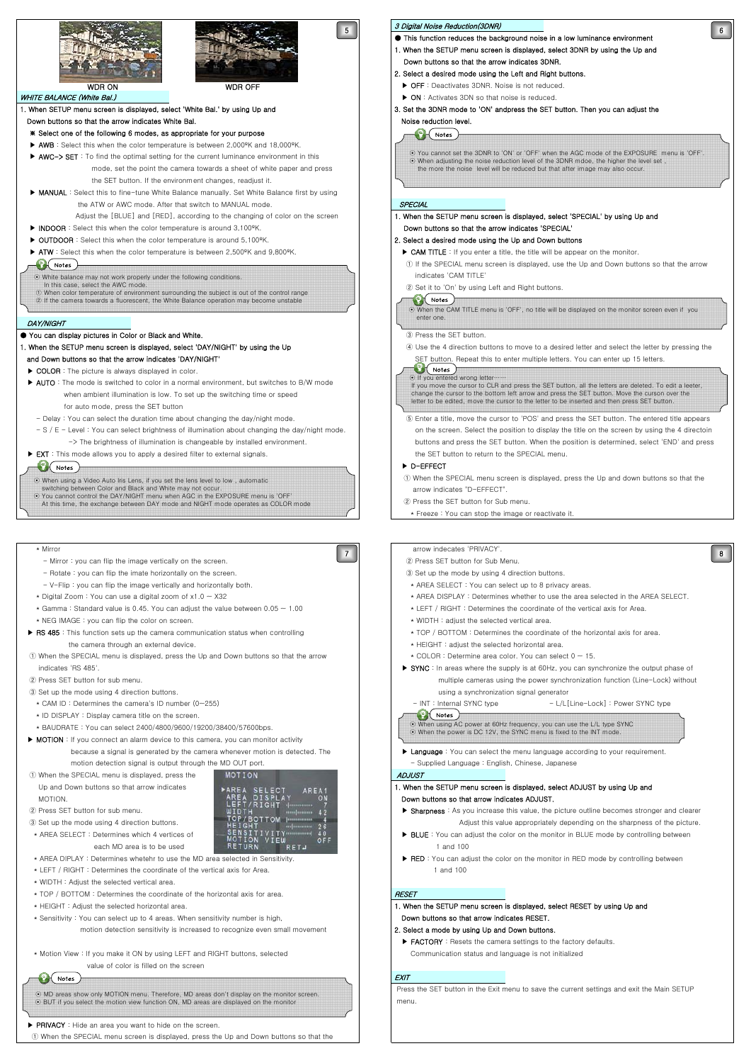WDR ON

WDR OFF

## WHITE BALANCE (White Bal.)

1. When SETUP menu screen is displayed, select 'White Bal.' by using Up and Down buttons so that the arrow indicates White Bal.

※ Select one of the following 6 modes, as appropriate for your purpose

▶ AWB : Select this when the color temperature is between 2,000ºK and 18,000ºK.

▶ AWC-> SET : To find the optimal setting for the current luminance environment in this mode, set the point the camera towards a sheet of white paper and press the SET button. If the environment changes, readjust it.

▶ MANUAL : Select this to fine-tune White Balance manually. Set White Balance first by using the ATW or AWC mode. After that switch to MANUAL mode. Adjust the [BLUE] and [RED], according to the changing of color on the screen

▶ INDOOR : Select this when the color temperature is around 3,100ºK.

▶ OUTDOOR : Select this when the color temperature is around 5,100ºK.

▶ ATW : Select this when the color temperature is between 2,500ºK and 9,800ºK.

**Notes**

⊙ White balance may not work properly under the following conditions. In this case, select the AWC mode.
① When color temperature of environment surrounding the subject is out of the control range
② If the camera towards a fluorescent, the White Balance operation may become unstable

## DAY/NIGHT

● You can display pictures in Color or Black and White.

1. When the SETUP menu screen is displayed, select 'DAY/NIGHT' by using the Up and Down buttons so that the arrow indicates 'DAY/NIGHT'

▶ COLOR : The picture is always displayed in color.

▶ AUTO : The mode is switched to color in a normal environment, but switches to B/W mode when ambient illumination is low. To set up the switching time or speed for auto mode, press the SET button

- Delay : You can select the duration time about changing the day/night mode.
- S / E - Level : You can select brightness of illumination about changing the day/night mode.
  -> The brightness of illumination is changeable by installed environment.

▶ EXT : This mode allows you to apply a desired filter to external signals.

**Notes**

⊙ When using a Video Auto Iris Lens, if you set the lens level to low , automatic switching between Color and Black and White may not occur.
⊙ You cannot control the DAY/NIGHT menu when AGC in the EXPOSURE menu is 'OFF'
At this time, the exchange between DAY mode and NIGHT mode operates as COLOR mode

## 3 Digital Noise Reduction(3DNR)

● This function reduces the background noise in a low luminance environment

1. When the SETUP menu screen is displayed, select 3DNR by using the Up and Down buttons so that the arrow indicates 3DNR.
2. Select a desired mode using the Left and Right buttons.
   ▶ OFF : Deactivates 3DNR. Noise is not reduced.
   ▶ ON : Activates 3DN so that noise is reduced.
3. Set the 3DNR mode to 'ON' andpress the SET button. Then you can adjust the Noise reduction level.

**Notes**

⊙ You cannot set the 3DNR to 'ON' or 'OFF' when the AGC mode of the EXPOSURE menu is 'OFF'.
⊙ When adjusting the noise reduction level of the 3DNR mdoe, the higher the level set , the more the noise level will be reduced but that after image may also occur.

## SPECIAL

1. When the SETUP menu screen is displayed, select 'SPECIAL' by using Up and Down buttons so that the arrow indicates 'SPECIAL'
2. Select a desired mode using the Up and Down buttons

▶ CAM TITLE : If you enter a title, the title will be appear on the monitor.

① If the SPECIAL menu screen is displayed, use the Up and Down buttons so that the arrow indicates 'CAM TITLE'

② Set it to 'On' by using Left and Right buttons.

**Notes**

⊙ When the CAM TITLE menu is 'OFF', no title will be displayed on the monitor screen even if you enter one.

③ Press the SET button.

④ Use the 4 direction buttons to move to a desired letter and select the letter by pressing the SET button. Repeat this to enter multiple letters. You can enter up 15 letters.

**Notes**

⊙ If you entered wrong letter……
If you move the cursor to CLR and press the SET button, all the letters are deleted. To edit a leeter, change the cursor to the bottom left arrow and press the SET button. Move the curson over the letter to be edited, move the cursor to the letter to be inserted and then press SET button.

⑤ Enter a title, move the cursor to 'POS' and press the SET button. The entered title appears on the screen. Select the position to display the title on the screen by using the 4 directoin buttons and press the SET button. When the position is determined, select 'END' and press the SET button to return to the SPECIAL menu.

▶ D-EFFECT

① When the SPECIAL menu screen is displayed, press the Up and down buttons so that the arrow indicates "D-EFFECT".

② Press the SET button for Sub menu.

* Freeze : You can stop the image or reactivate it.
* Mirror
  - Mirror : you can flip the image vertically on the screen.
  - Rotate : you can flip the imate horizontally on the screen.
  - V-Flip : you can flip the image vertically and horizontally both.
* Digital Zoom : You can use a digital zoom of x1.0 – X32
* Gamma : Standard value is 0.45. You can adjust the value between 0.05 – 1.00
* NEG IMAGE : you can flip the color on screen.

▶ RS 485 : This function sets up the camera communication status when controlling the camera through an external device.

① When the SPECIAL menu is displayed, press the Up and Down buttons so that the arrow indicates 'RS 485'.

② Press SET button for sub menu.

③ Set up the mode using 4 direction buttons.

* CAM ID : Determines the camera's ID number (0~255)
* ID DISPLAY : Display camera title on the screen.
* BAUDRATE : You can select 2400/4800/9600/19200/38400/57600bps.

▶ MOTION : If you connect an alarm device to this camera, you can monitor activity because a signal is generated by the camera whenever motion is detected. The motion detection signal is output through the MD OUT port.

① When the SPECIAL menu is displayed, press the Up and Down buttons so that arrow indicates MOTION.

② Press SET button for sub menu.

③ Set up the mode using 4 direction buttons.

MOTION
▶AREA SELECT AREA1
AREA DISPLAY ON
LEFT/RIGHT 7
WIDTH 42
TOP/BOTTOM 4
HEIGHT 26
SENSITIVITY 40
MOTION VIEW OFF
RETURN RET↲

* AREA SELECT : Determines which 4 vertices of each MD area is to be used
* AREA DIPLAY : Determines whetehr to use the MD area selected in Sensitivity.
* LEFT / RIGHT : Determines the coordinate of the vertical axis for Area.
* WIDTH : Adjust the selected vertical area.
* TOP / BOTTOM : Determines the coordinate of the horizontal axis for area.
* HEIGHT : Adjust the selected horizontal area.
* Sensitivity : You can select up to 4 areas. When sensitivity number is high, motion detection sensitivity is increased to recognize even small movement
* Motion View : If you make it ON by using LEFT and RIGHT buttons, selected value of color is filled on the screen

**Notes**

⊙ MD areas show only MOTION menu. Therefore, MD areas don't display on the monitor screen.
⊙ BUT if you select the motion view function ON, MD areas are displayed on the monitor

▶ PRIVACY : Hide an area you want to hide on the screen.

① When the SPECIAL menu screen is displayed, press the Up and Down buttons so that the arrow indecates 'PRIVACY'.

② Press SET button for Sub Menu.

③ Set up the mode by using 4 direction buttons.

* AREA SELECT : You can select up to 8 privacy areas.
* AREA DISPLAY : Determines whether to use the area selected in the AREA SELECT.
* LEFT / RIGHT : Determines the coordinate of the vertical axis for Area.
* WIDTH : adjust the selected vertical area.
* TOP / BOTTOM : Determines the coordinate of the horizontal axis for area.
* HEIGHT : adjust the selected horizontal area.
* COLOR : Determine area color. You can select 0 – 15.

▶ SYNC : In areas where the supply is at 60Hz, you can synchronize the output phase of multiple cameras using the power synchronization function (Line-Lock) without using a synchronization signal generator

- INT : Internal SYNC type - L/L[Line-Lock] : Power SYNC type

**Notes**

⊙ When using AC power at 60Hz frequency, you can use the L/L type SYNC
⊙ When the power is DC 12V, the SYNC mode is fixed to the INT mode.

▶ Language : You can select the menu language according to your requirement.

- Supplied Language : English, Chinese, Japanese

## ADJUST

1. When the SETUP menu screen is displayed, select ADJUST by using Up and Down buttons so that arrow indicates ADJUST.

▶ Sharpness : As you increase this value, the picture outline becomes stronger and clearer Adjust this value appropriately depending on the sharpness of the picture.

▶ BLUE : You can adjust the color on the monitor in BLUE mode by controlling between 1 and 100

▶ RED : You can adjust the color on the monitor in RED mode by controlling between 1 and 100

## RESET

1. When the SETUP menu screen is displayed, select RESET by using Up and Down buttons so that arrow indicates RESET.
2. Select a mode by using Up and Down buttons.

▶ FACTORY : Resets the camera settings to the factory defaults. Communication status and language is not initialized

## EXIT

Press the SET button in the Exit menu to save the current settings and exit the Main SETUP menu.